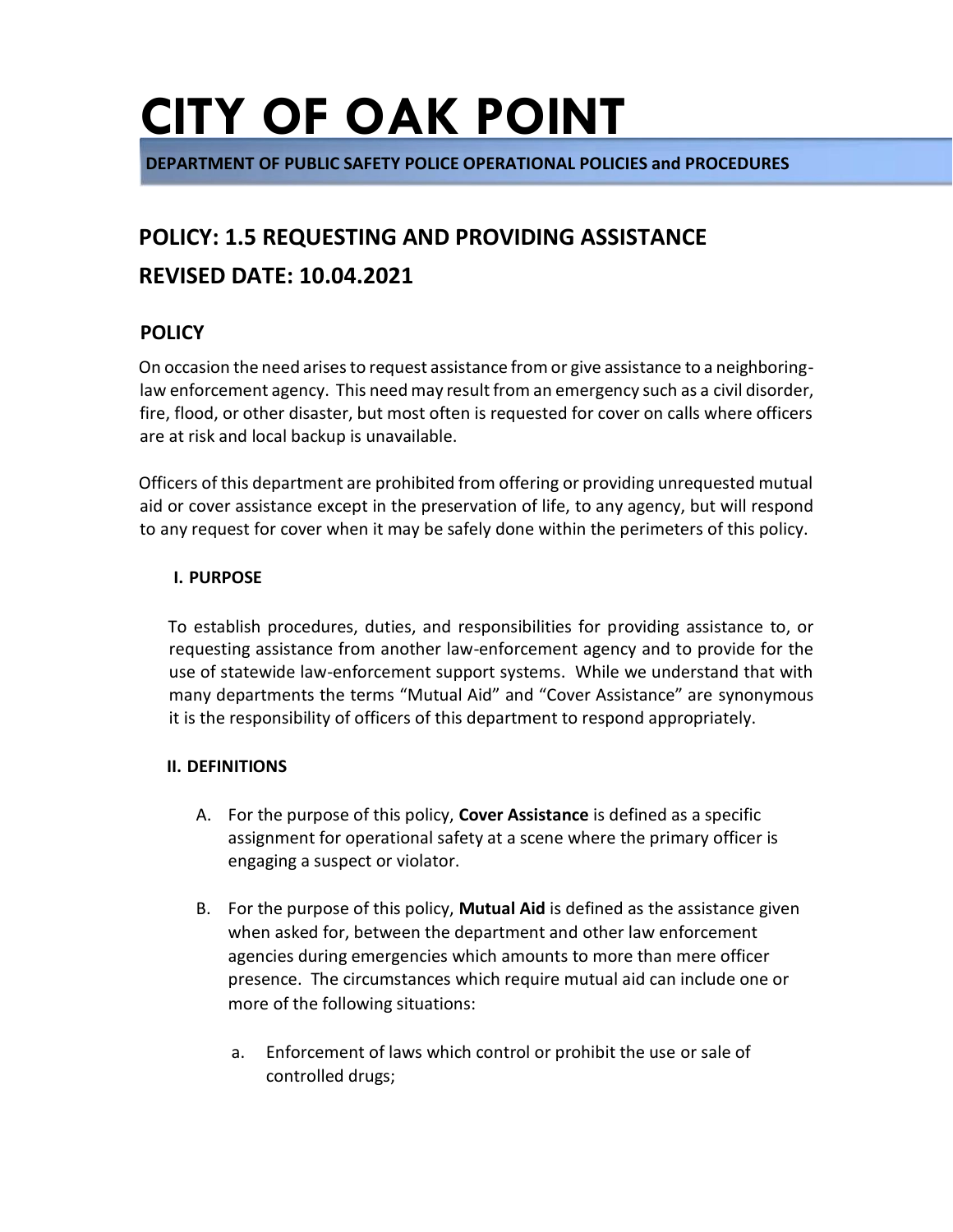# CITY OF OAK POINT

**DEPARTMENT OF PUBLIC SAFETY POLICE OPERATIONAL POLICIES and PROCEDURES**

## POLICY: 1.5 REQUESTING AND PROVIDING ASSISTANCE

## REVISED DATE: 10.04.2021

### POLICY

On occasion the need arises to request assistance from or give assistance to a neighboring-law enforcement agency. This need may result from an emergency such as a civil disorder, fire, flood, or other disaster, but most often is requested for cover on calls where officers are at risk and local backup is unavailable.

Officers of this department are prohibited from offering or providing unrequested mutual aid or cover assistance except in the preservation of life, to any agency, but will respond to any request for cover when it may be safely done within the perimeters of this policy.

#### I. PURPOSE

To establish procedures, duties, and responsibilities for providing assistance to, or requesting assistance from another law-enforcement agency and to provide for the use of statewide law-enforcement support systems. While we understand that with many departments the terms "Mutual Aid" and "Cover Assistance" are synonymous it is the responsibility of officers of this department to respond appropriately.

#### II. DEFINITIONS

A. For the purpose of this policy, **Cover Assistance** is defined as a specific assignment for operational safety at a scene where the primary officer is engaging a suspect or violator.

B. For the purpose of this policy, **Mutual Aid** is defined as the assistance given when asked for, between the department and other law enforcement agencies during emergencies which amounts to more than mere officer presence. The circumstances which require mutual aid can include one or more of the following situations:

   a. Enforcement of laws which control or prohibit the use or sale of controlled drugs;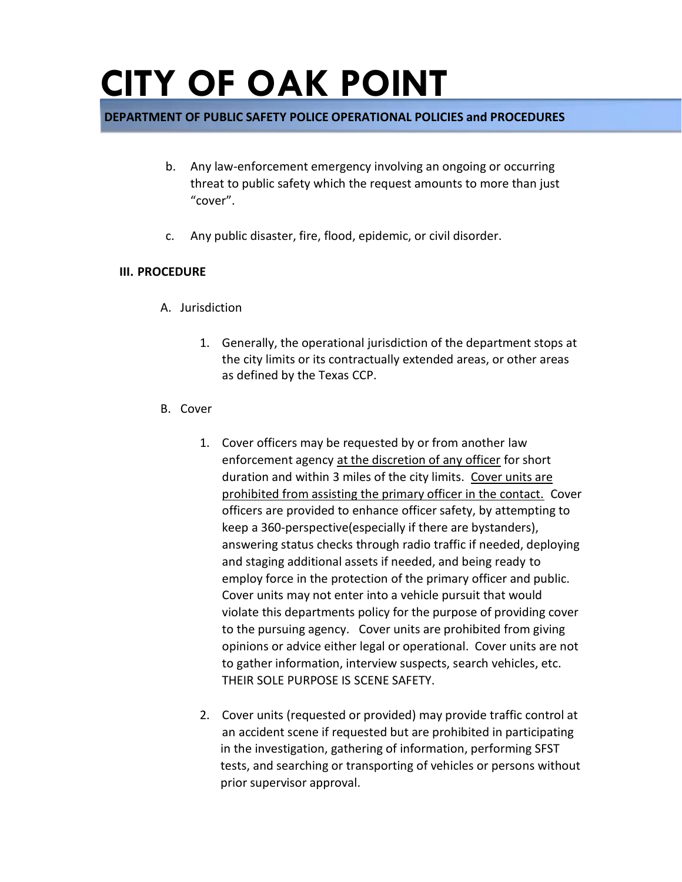b. Any law-enforcement emergency involving an ongoing or occurring threat to public safety which the request amounts to more than just "cover".

c. Any public disaster, fire, flood, epidemic, or civil disorder.

**III. PROCEDURE**

A. Jurisdiction

1. Generally, the operational jurisdiction of the department stops at the city limits or its contractually extended areas, or other areas as defined by the Texas CCP.

B. Cover

1. Cover officers may be requested by or from another law enforcement agency <u>at the discretion of any officer</u> for short duration and within 3 miles of the city limits. <u>Cover units are prohibited from assisting the primary officer in the contact.</u> Cover officers are provided to enhance officer safety, by attempting to keep a 360-perspective(especially if there are bystanders), answering status checks through radio traffic if needed, deploying and staging additional assets if needed, and being ready to employ force in the protection of the primary officer and public. Cover units may not enter into a vehicle pursuit that would violate this departments policy for the purpose of providing cover to the pursuing agency. Cover units are prohibited from giving opinions or advice either legal or operational. Cover units are not to gather information, interview suspects, search vehicles, etc. THEIR SOLE PURPOSE IS SCENE SAFETY.

2. Cover units (requested or provided) may provide traffic control at an accident scene if requested but are prohibited in participating in the investigation, gathering of information, performing SFST tests, and searching or transporting of vehicles or persons without prior supervisor approval.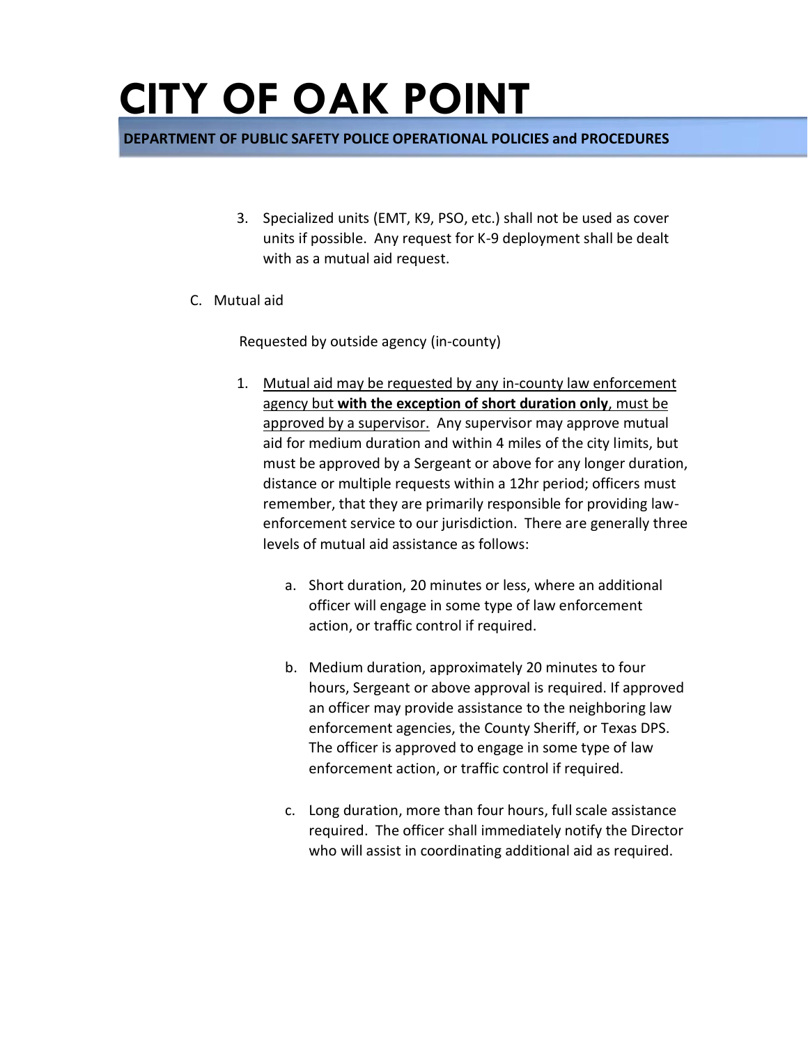3. Specialized units (EMT, K9, PSO, etc.) shall not be used as cover units if possible. Any request for K-9 deployment shall be dealt with as a mutual aid request.

C. Mutual aid

Requested by outside agency (in-county)

1. <u>Mutual aid may be requested by any in-county law enforcement agency but **with the exception of short duration only**, must be approved by a supervisor.</u> Any supervisor may approve mutual aid for medium duration and within 4 miles of the city limits, but must be approved by a Sergeant or above for any longer duration, distance or multiple requests within a 12hr period; officers must remember, that they are primarily responsible for providing law-enforcement service to our jurisdiction. There are generally three levels of mutual aid assistance as follows:

   a. Short duration, 20 minutes or less, where an additional officer will engage in some type of law enforcement action, or traffic control if required.

   b. Medium duration, approximately 20 minutes to four hours, Sergeant or above approval is required. If approved an officer may provide assistance to the neighboring law enforcement agencies, the County Sheriff, or Texas DPS. The officer is approved to engage in some type of law enforcement action, or traffic control if required.

   c. Long duration, more than four hours, full scale assistance required. The officer shall immediately notify the Director who will assist in coordinating additional aid as required.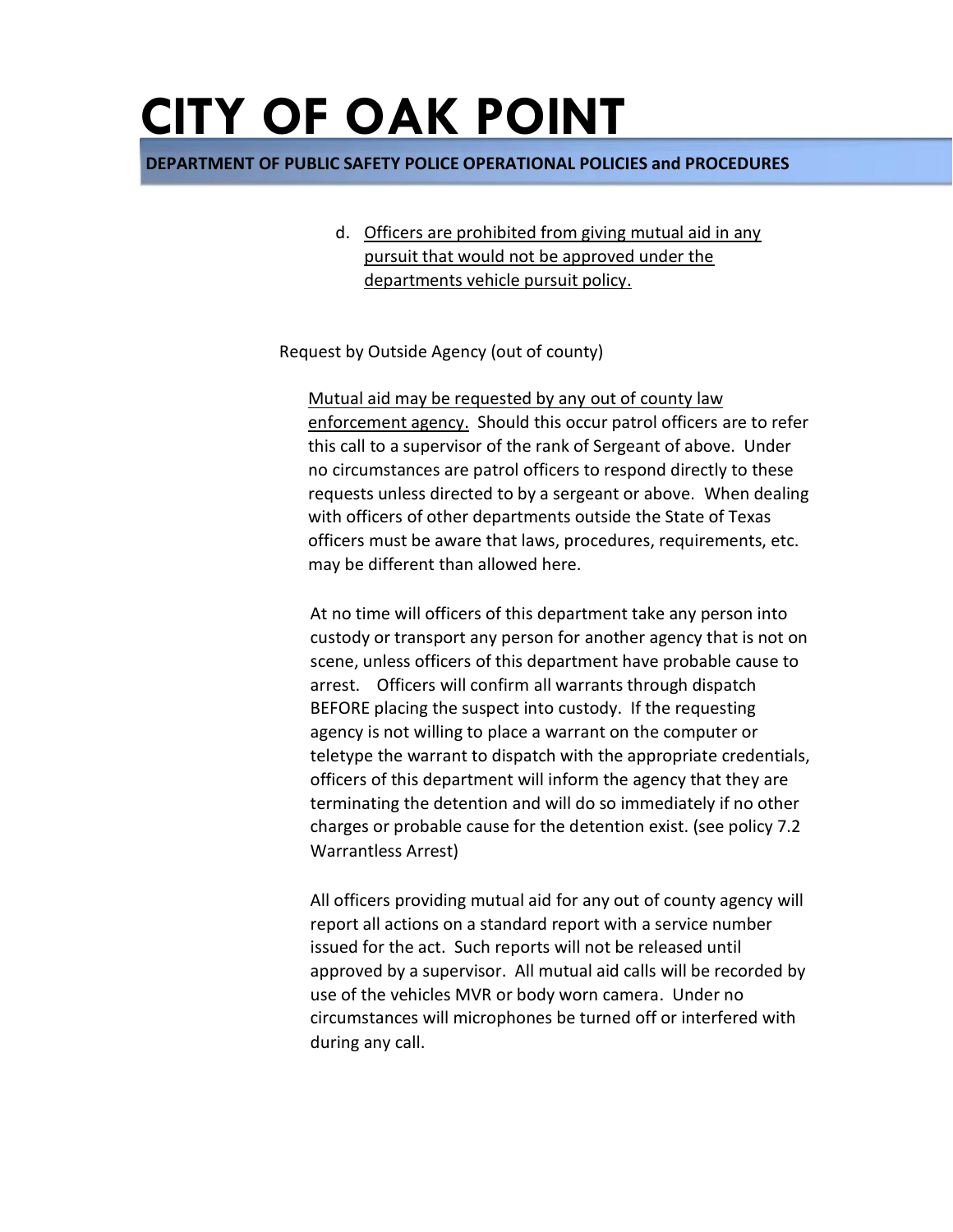d. <u>Officers are prohibited from giving mutual aid in any pursuit that would not be approved under the departments vehicle pursuit policy.</u>

Request by Outside Agency (out of county)

<u>Mutual aid may be requested by any out of county law enforcement agency.</u> Should this occur patrol officers are to refer this call to a supervisor of the rank of Sergeant of above. Under no circumstances are patrol officers to respond directly to these requests unless directed to by a sergeant or above. When dealing with officers of other departments outside the State of Texas officers must be aware that laws, procedures, requirements, etc. may be different than allowed here.

At no time will officers of this department take any person into custody or transport any person for another agency that is not on scene, unless officers of this department have probable cause to arrest. Officers will confirm all warrants through dispatch BEFORE placing the suspect into custody. If the requesting agency is not willing to place a warrant on the computer or teletype the warrant to dispatch with the appropriate credentials, officers of this department will inform the agency that they are terminating the detention and will do so immediately if no other charges or probable cause for the detention exist. (see policy 7.2 Warrantless Arrest)

All officers providing mutual aid for any out of county agency will report all actions on a standard report with a service number issued for the act. Such reports will not be released until approved by a supervisor. All mutual aid calls will be recorded by use of the vehicles MVR or body worn camera. Under no circumstances will microphones be turned off or interfered with during any call.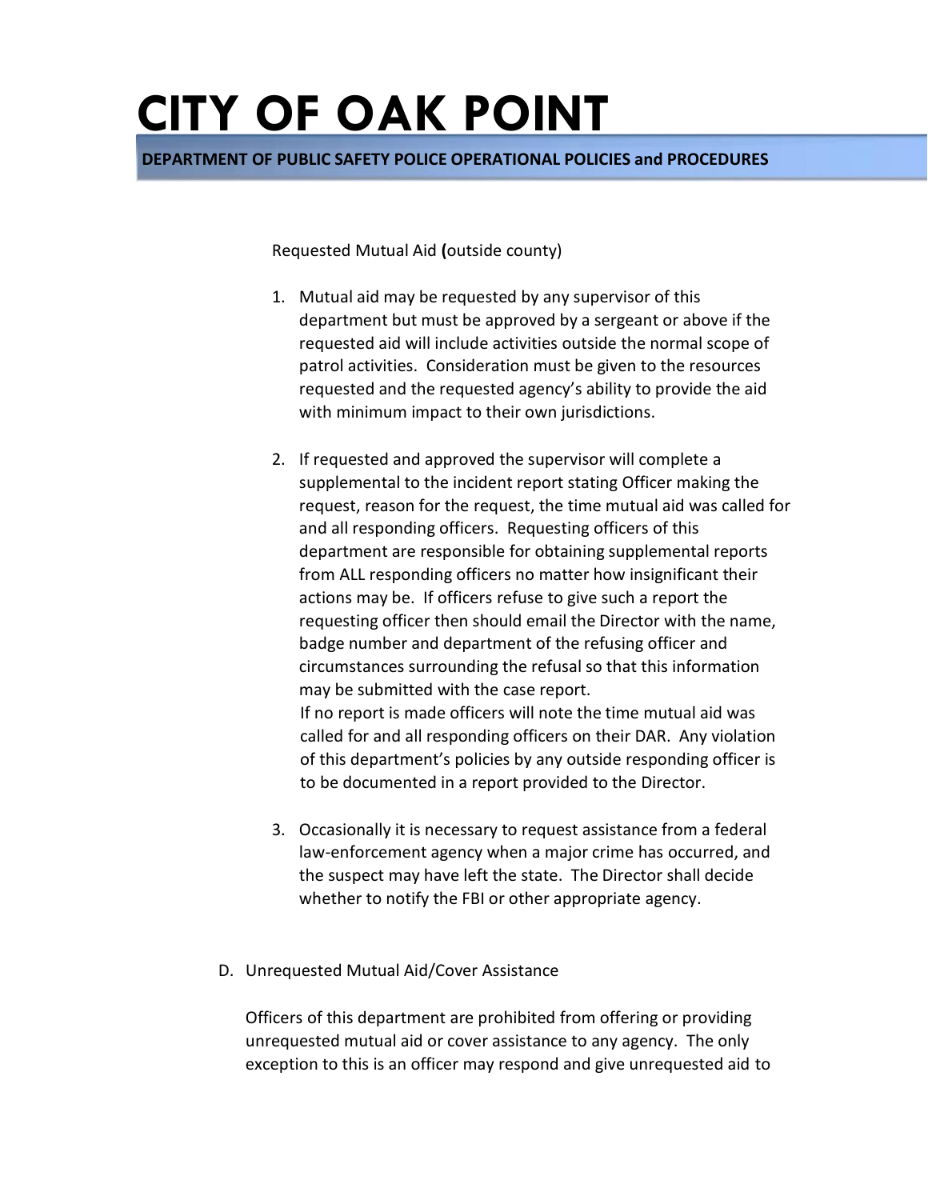Requested Mutual Aid **(**outside county)

1. Mutual aid may be requested by any supervisor of this department but must be approved by a sergeant or above if the requested aid will include activities outside the normal scope of patrol activities. Consideration must be given to the resources requested and the requested agency's ability to provide the aid with minimum impact to their own jurisdictions.

2. If requested and approved the supervisor will complete a supplemental to the incident report stating Officer making the request, reason for the request, the time mutual aid was called for and all responding officers. Requesting officers of this department are responsible for obtaining supplemental reports from ALL responding officers no matter how insignificant their actions may be. If officers refuse to give such a report the requesting officer then should email the Director with the name, badge number and department of the refusing officer and circumstances surrounding the refusal so that this information may be submitted with the case report.
   If no report is made officers will note the time mutual aid was called for and all responding officers on their DAR. Any violation of this department's policies by any outside responding officer is to be documented in a report provided to the Director.

3. Occasionally it is necessary to request assistance from a federal law-enforcement agency when a major crime has occurred, and the suspect may have left the state. The Director shall decide whether to notify the FBI or other appropriate agency.

D. Unrequested Mutual Aid/Cover Assistance

Officers of this department are prohibited from offering or providing unrequested mutual aid or cover assistance to any agency. The only exception to this is an officer may respond and give unrequested aid to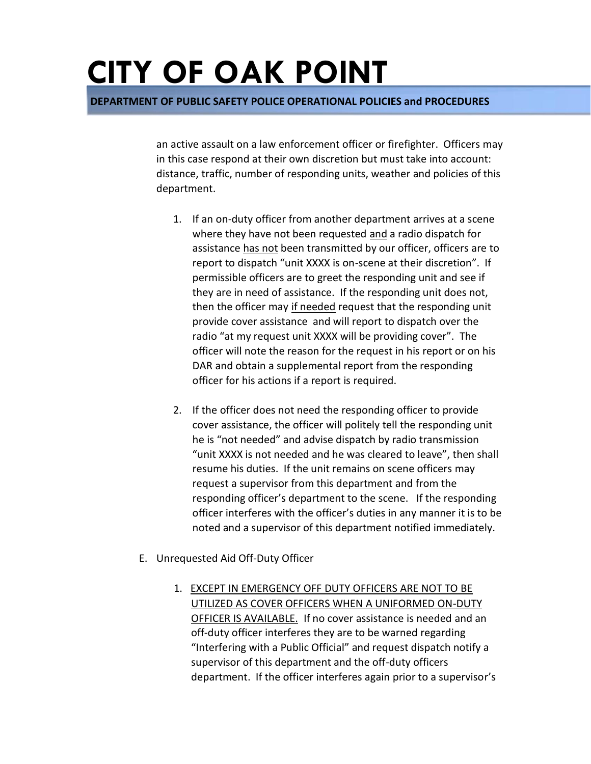an active assault on a law enforcement officer or firefighter. Officers may in this case respond at their own discretion but must take into account: distance, traffic, number of responding units, weather and policies of this department.

1. If an on-duty officer from another department arrives at a scene where they have not been requested <u>and</u> a radio dispatch for assistance <u>has not</u> been transmitted by our officer, officers are to report to dispatch "unit XXXX is on-scene at their discretion". If permissible officers are to greet the responding unit and see if they are in need of assistance. If the responding unit does not, then the officer may <u>if needed</u> request that the responding unit provide cover assistance and will report to dispatch over the radio "at my request unit XXXX will be providing cover". The officer will note the reason for the request in his report or on his DAR and obtain a supplemental report from the responding officer for his actions if a report is required.

2. If the officer does not need the responding officer to provide cover assistance, the officer will politely tell the responding unit he is "not needed" and advise dispatch by radio transmission "unit XXXX is not needed and he was cleared to leave", then shall resume his duties. If the unit remains on scene officers may request a supervisor from this department and from the responding officer's department to the scene. If the responding officer interferes with the officer's duties in any manner it is to be noted and a supervisor of this department notified immediately.

E. Unrequested Aid Off-Duty Officer

1. <u>EXCEPT IN EMERGENCY OFF DUTY OFFICERS ARE NOT TO BE UTILIZED AS COVER OFFICERS WHEN A UNIFORMED ON-DUTY OFFICER IS AVAILABLE.</u> If no cover assistance is needed and an off-duty officer interferes they are to be warned regarding "Interfering with a Public Official" and request dispatch notify a supervisor of this department and the off-duty officers department. If the officer interferes again prior to a supervisor's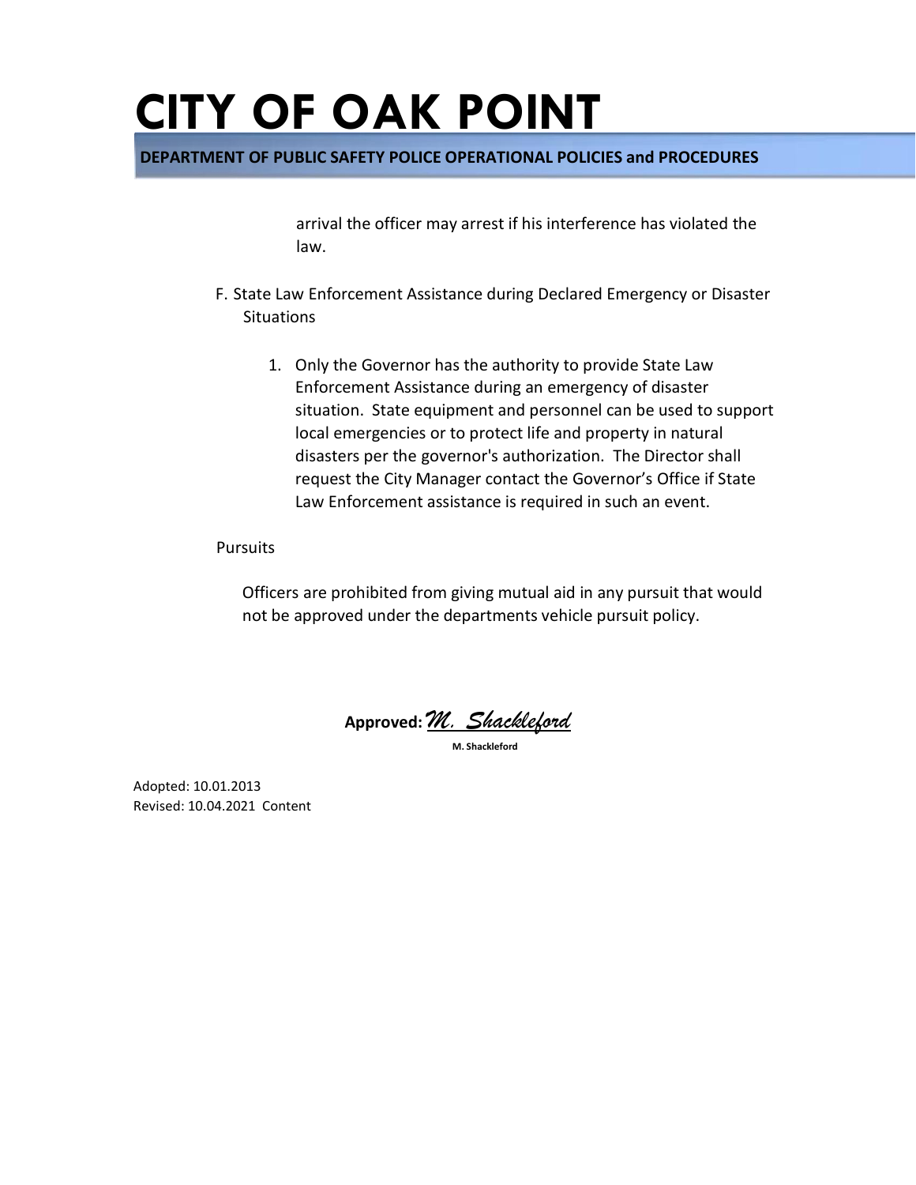arrival the officer may arrest if his interference has violated the law.

F. State Law Enforcement Assistance during Declared Emergency or Disaster Situations

1. Only the Governor has the authority to provide State Law Enforcement Assistance during an emergency of disaster situation. State equipment and personnel can be used to support local emergencies or to protect life and property in natural disasters per the governor's authorization. The Director shall request the City Manager contact the Governor's Office if State Law Enforcement assistance is required in such an event.

Pursuits

Officers are prohibited from giving mutual aid in any pursuit that would not be approved under the departments vehicle pursuit policy.

**Approved:** *M. Shackleford*

**M. Shackleford**

Adopted: 10.01.2013
Revised: 10.04.2021 Content